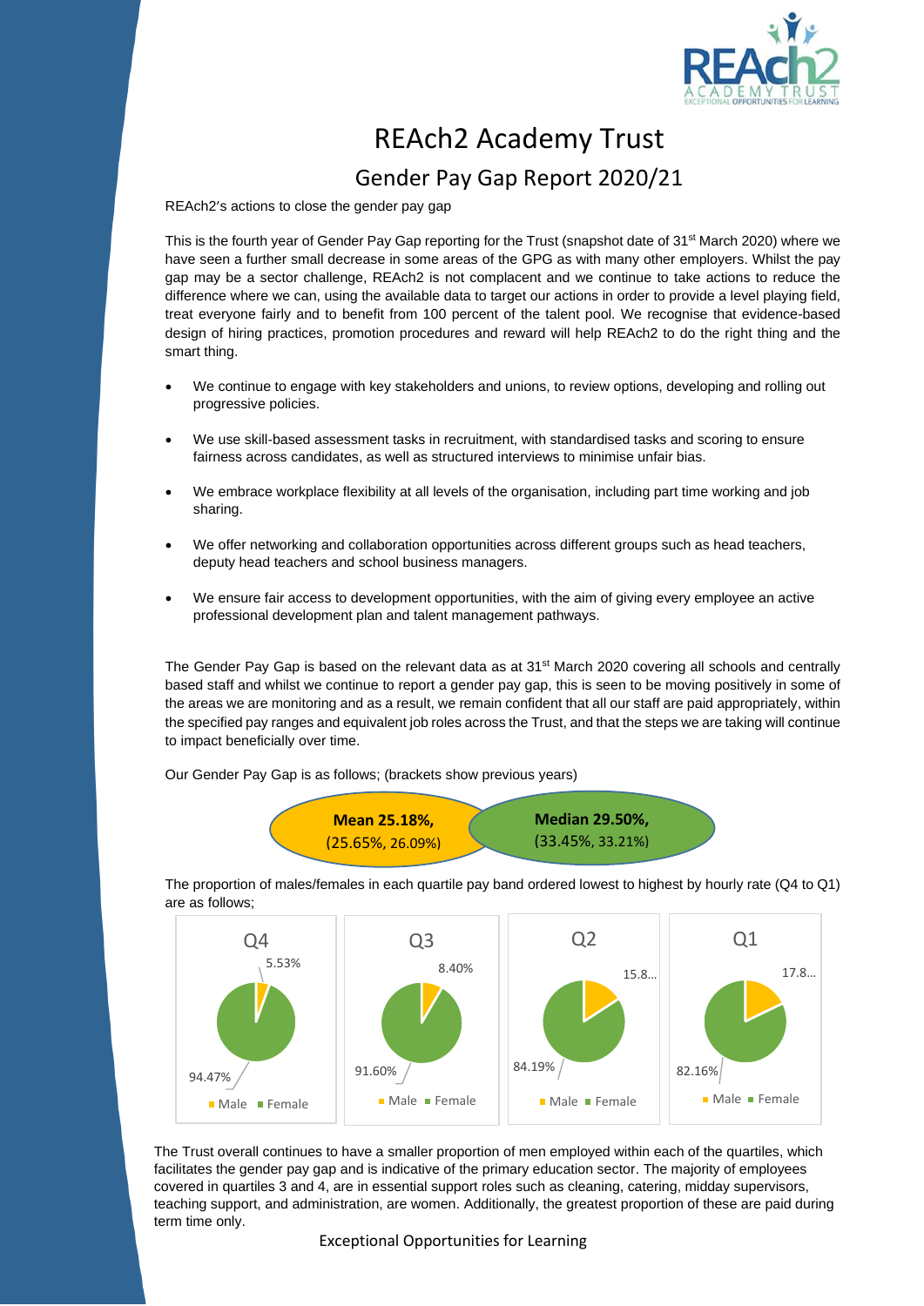# REAch2 Academy Trust

## Gender Pay Gap Report 2020/21

REAch2's actions to close the gender pay gap

This is the fourth year of Gender Pay Gap reporting for the Trust (snapshot date of 31st March 2020) where we have seen a further small decrease in some areas of the GPG as with many other employers. Whilst the pay gap may be a sector challenge, REAch2 is not complacent and we continue to take actions to reduce the difference where we can, using the available data to target our actions in order to provide a level playing field, treat everyone fairly and to benefit from 100 percent of the talent pool. We recognise that evidence-based design of hiring practices, promotion procedures and reward will help REAch2 to do the right thing and the smart thing.

- We continue to engage with key stakeholders and unions, to review options, developing and rolling out progressive policies.
- We use skill-based assessment tasks in recruitment, with standardised tasks and scoring to ensure fairness across candidates, as well as structured interviews to minimise unfair bias.
- We embrace workplace flexibility at all levels of the organisation, including part time working and job sharing.
- We offer networking and collaboration opportunities across different groups such as head teachers, deputy head teachers and school business managers.
- We ensure fair access to development opportunities, with the aim of giving every employee an active professional development plan and talent management pathways.

The Gender Pay Gap is based on the relevant data as at 31st March 2020 covering all schools and centrally based staff and whilst we continue to report a gender pay gap, this is seen to be moving positively in some of the areas we are monitoring and as a result, we remain confident that all our staff are paid appropriately, within the specified pay ranges and equivalent job roles across the Trust, and that the steps we are taking will continue to impact beneficially over time.

Our Gender Pay Gap is as follows; (brackets show previous years)

**Mean 25.18%,** (25.65%, 26.09%)

**Median 29.50%,** (33.45%, 33.21%)

The proportion of males/females in each quartile pay band ordered lowest to highest by hourly rate (Q4 to Q1) are as follows;

| Quartile | Male | Female |
|---|---|---|
| Q4 | 5.53% | 94.47% |
| Q3 | 8.40% | 91.60% |
| Q2 | 15.8... | 84.19% |
| Q1 | 17.8... | 82.16% |

The Trust overall continues to have a smaller proportion of men employed within each of the quartiles, which facilitates the gender pay gap and is indicative of the primary education sector. The majority of employees covered in quartiles 3 and 4, are in essential support roles such as cleaning, catering, midday supervisors, teaching support, and administration, are women. Additionally, the greatest proportion of these are paid during term time only.

Exceptional Opportunities for Learning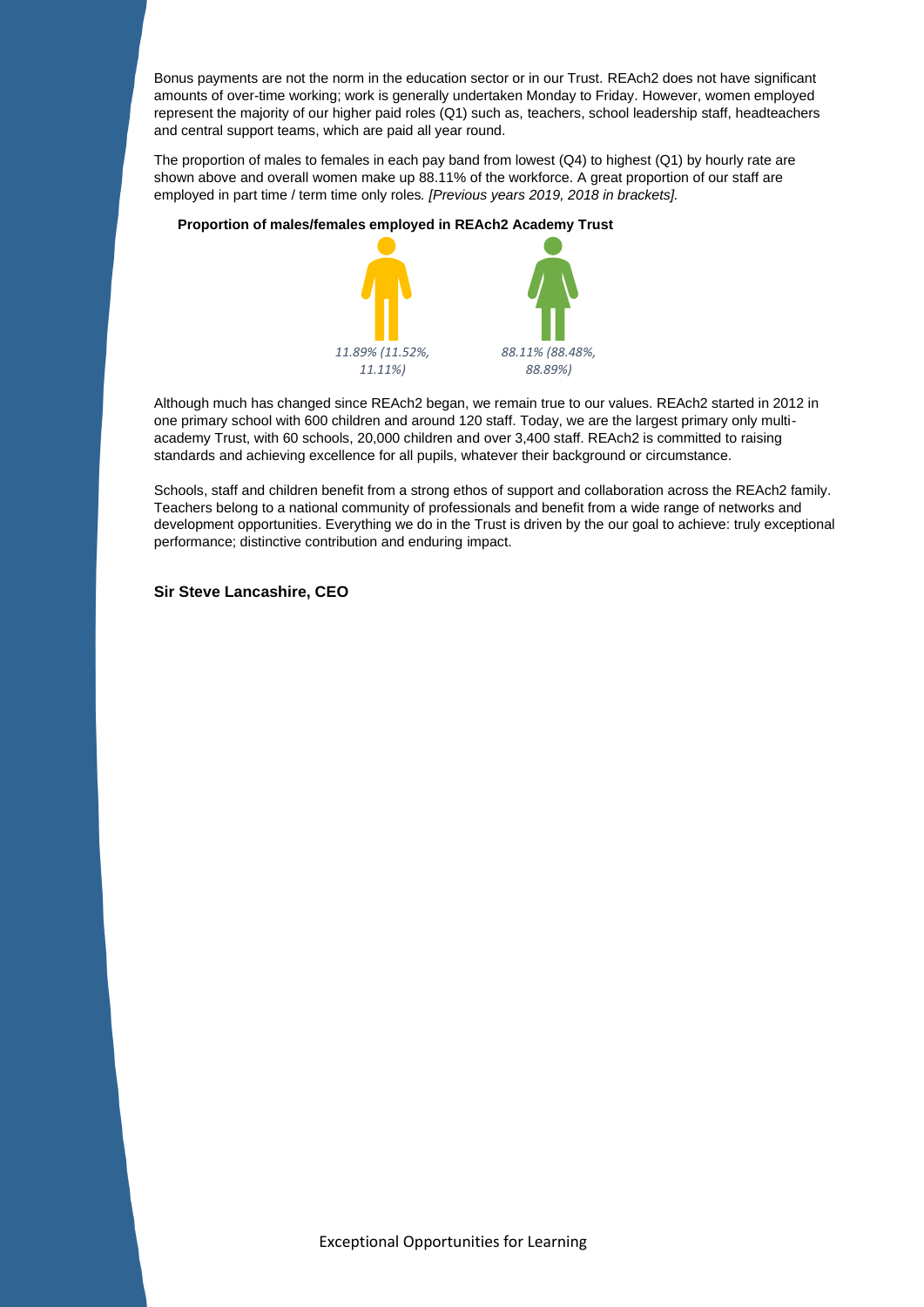Bonus payments are not the norm in the education sector or in our Trust. REAch2 does not have significant amounts of over-time working; work is generally undertaken Monday to Friday. However, women employed represent the majority of our higher paid roles (Q1) such as, teachers, school leadership staff, headteachers and central support teams, which are paid all year round.

The proportion of males to females in each pay band from lowest (Q4) to highest (Q1) by hourly rate are shown above and overall women make up 88.11% of the workforce. A great proportion of our staff are employed in part time / term time only roles. *[Previous years 2019, 2018 in brackets].*

**Proportion of males/females employed in REAch2 Academy Trust**

*11.89% (11.52%, 11.11%)*

*88.11% (88.48%, 88.89%)*

Although much has changed since REAch2 began, we remain true to our values. REAch2 started in 2012 in one primary school with 600 children and around 120 staff. Today, we are the largest primary only multi-academy Trust, with 60 schools, 20,000 children and over 3,400 staff. REAch2 is committed to raising standards and achieving excellence for all pupils, whatever their background or circumstance.

Schools, staff and children benefit from a strong ethos of support and collaboration across the REAch2 family. Teachers belong to a national community of professionals and benefit from a wide range of networks and development opportunities. Everything we do in the Trust is driven by the our goal to achieve: truly exceptional performance; distinctive contribution and enduring impact.

**Sir Steve Lancashire, CEO**